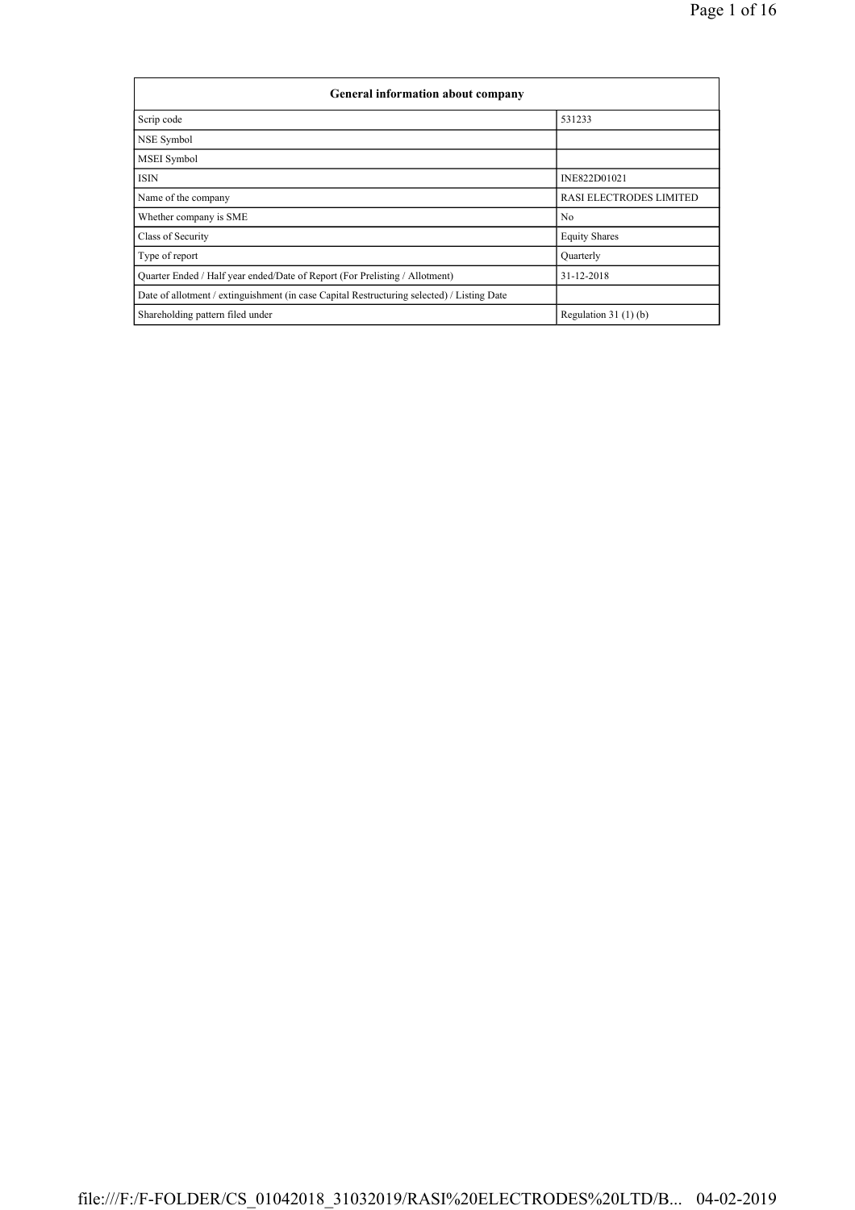| General information about company | |
|---|---|
| Scrip code | 531233 |
| NSE Symbol | |
| MSEI Symbol | |
| ISIN | INE822D01021 |
| Name of the company | RASI ELECTRODES LIMITED |
| Whether company is SME | No |
| Class of Security | Equity Shares |
| Type of report | Quarterly |
| Quarter Ended / Half year ended/Date of Report (For Prelisting / Allotment) | 31-12-2018 |
| Date of allotment / extinguishment (in case Capital Restructuring selected) / Listing Date | |
| Shareholding pattern filed under | Regulation 31 (1) (b) |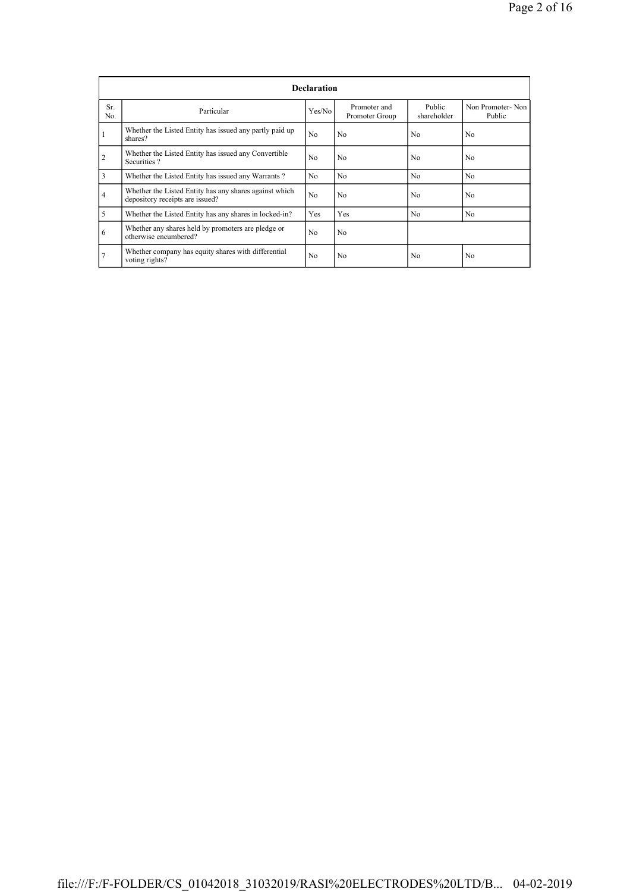| Declaration | | | | | |
|---|---|---|---|---|---|
| Sr. No. | Particular | Yes/No | Promoter and Promoter Group | Public shareholder | Non Promoter- Non Public |
| 1 | Whether the Listed Entity has issued any partly paid up shares? | No | No | No | No |
| 2 | Whether the Listed Entity has issued any Convertible Securities ? | No | No | No | No |
| 3 | Whether the Listed Entity has issued any Warrants ? | No | No | No | No |
| 4 | Whether the Listed Entity has any shares against which depository receipts are issued? | No | No | No | No |
| 5 | Whether the Listed Entity has any shares in locked-in? | Yes | Yes | No | No |
| 6 | Whether any shares held by promoters are pledge or otherwise encumbered? | No | No | | |
| 7 | Whether company has equity shares with differential voting rights? | No | No | No | No |

file:///F:/F-FOLDER/CS_01042018_31032019/RASI%20ELECTRODES%20LTD/B... 04-02-2019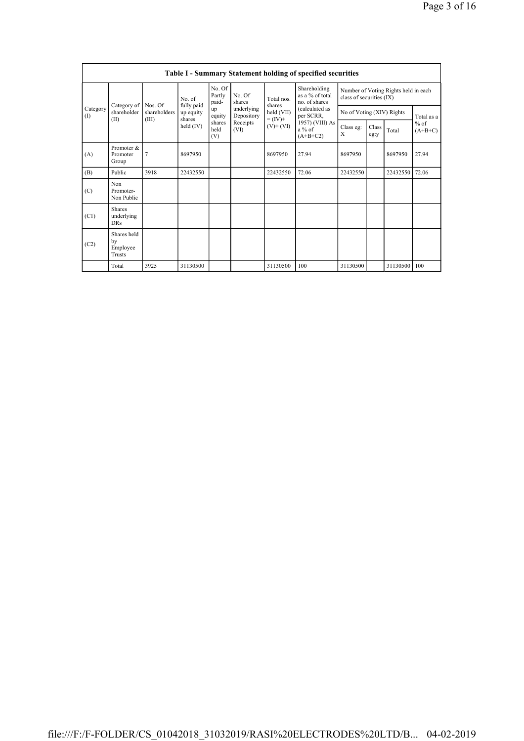## Table I - Summary Statement holding of specified securities

| Category (I) | Category of shareholder (II) | Nos. Of shareholders (III) | No. of fully paid up equity shares held (IV) | No. Of Partly paid-up equity shares held (V) | No. Of shares underlying Depository Receipts (VI) | Total nos. shares held (VII) = (IV)+ (V)+ (VI) | Shareholding as a % of total no. of shares (calculated as per SCRR, 1957) (VIII) As a % of (A+B+C2) | Number of Voting Rights held in each class of securities (IX) | | | |
|---|---|---|---|---|---|---|---|---|---|---|---|
| | | | | | | | | No of Voting (XIV) Rights | | | Total as a % of (A+B+C) |
| | | | | | | | | Class eg: X | Class eg:y | Total | |
| (A) | Promoter & Promoter Group | 7 | 8697950 | | | 8697950 | 27.94 | 8697950 | | 8697950 | 27.94 |
| (B) | Public | 3918 | 22432550 | | | 22432550 | 72.06 | 22432550 | | 22432550 | 72.06 |
| (C) | Non Promoter- Non Public | | | | | | | | | | |
| (C1) | Shares underlying DRs | | | | | | | | | | |
| (C2) | Shares held by Employee Trusts | | | | | | | | | | |
| | Total | 3925 | 31130500 | | | 31130500 | 100 | 31130500 | | 31130500 | 100 |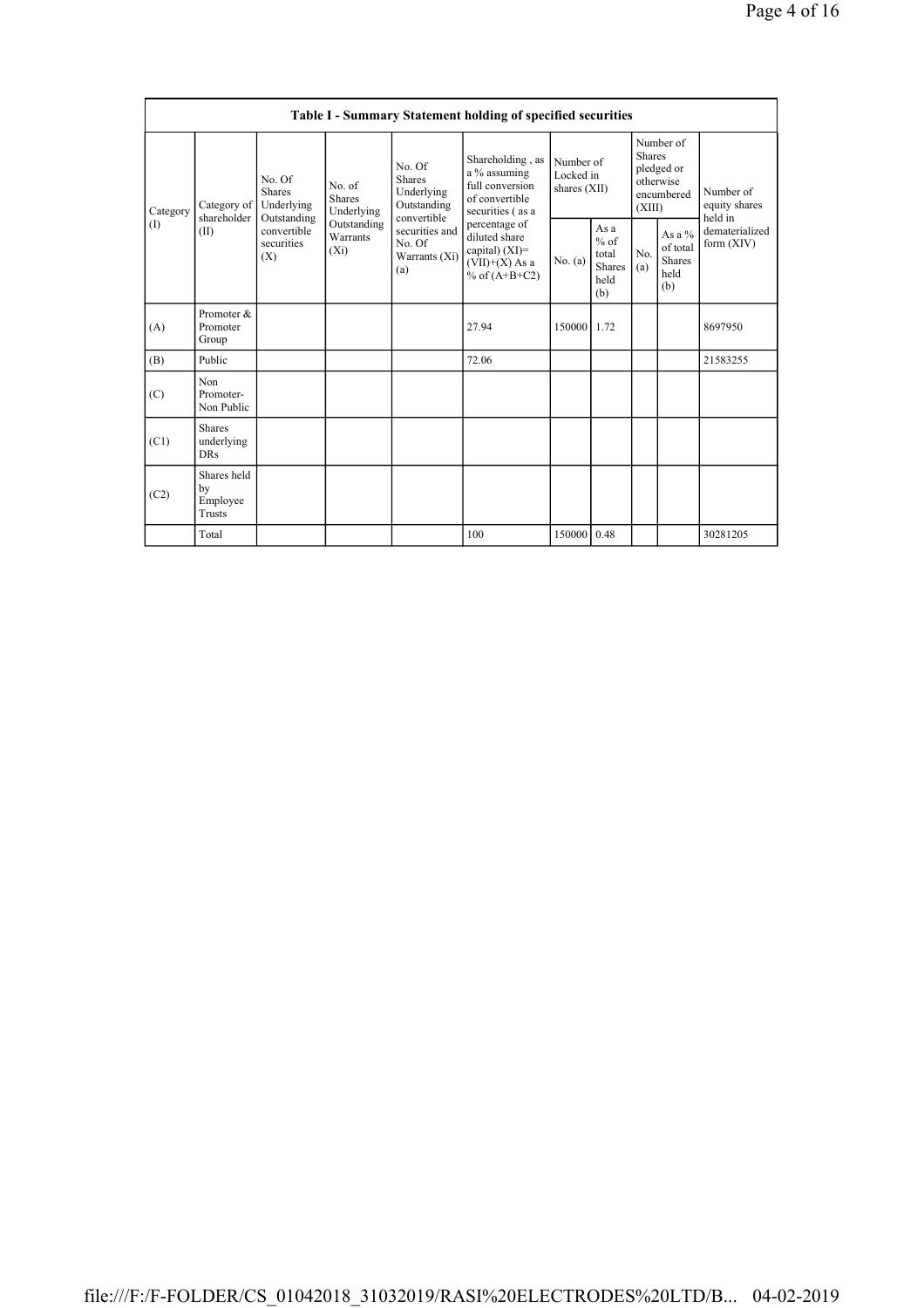| Table I - Summary Statement holding of specified securities | | | | | | | | | | | |
|---|---|---|---|---|---|---|---|---|---|---|---|
| Category (I) | Category of shareholder (II) | No. Of Shares Underlying Outstanding convertible securities (X) | No. of Shares Underlying Outstanding Warrants (Xi) | No. Of Shares Underlying Outstanding convertible securities and No. Of Warrants (Xi) (a) | Shareholding , as a % assuming full conversion of convertible securities ( as a percentage of diluted share capital) (XI)= (VII)+(X) As a % of (A+B+C2) | Number of Locked in shares (XII) | | Number of Shares pledged or otherwise encumbered (XIII) | | Number of equity shares held in dematerialized form (XIV) |
| | | | | | | No. (a) | As a % of total Shares held (b) | No. (a) | As a % of total Shares held (b) | |
| (A) | Promoter & Promoter Group | | | | 27.94 | 150000 | 1.72 | | | 8697950 |
| (B) | Public | | | | 72.06 | | | | | 21583255 |
| (C) | Non Promoter- Non Public | | | | | | | | | |
| (C1) | Shares underlying DRs | | | | | | | | | |
| (C2) | Shares held by Employee Trusts | | | | | | | | | |
| | Total | | | | 100 | 150000 | 0.48 | | | 30281205 |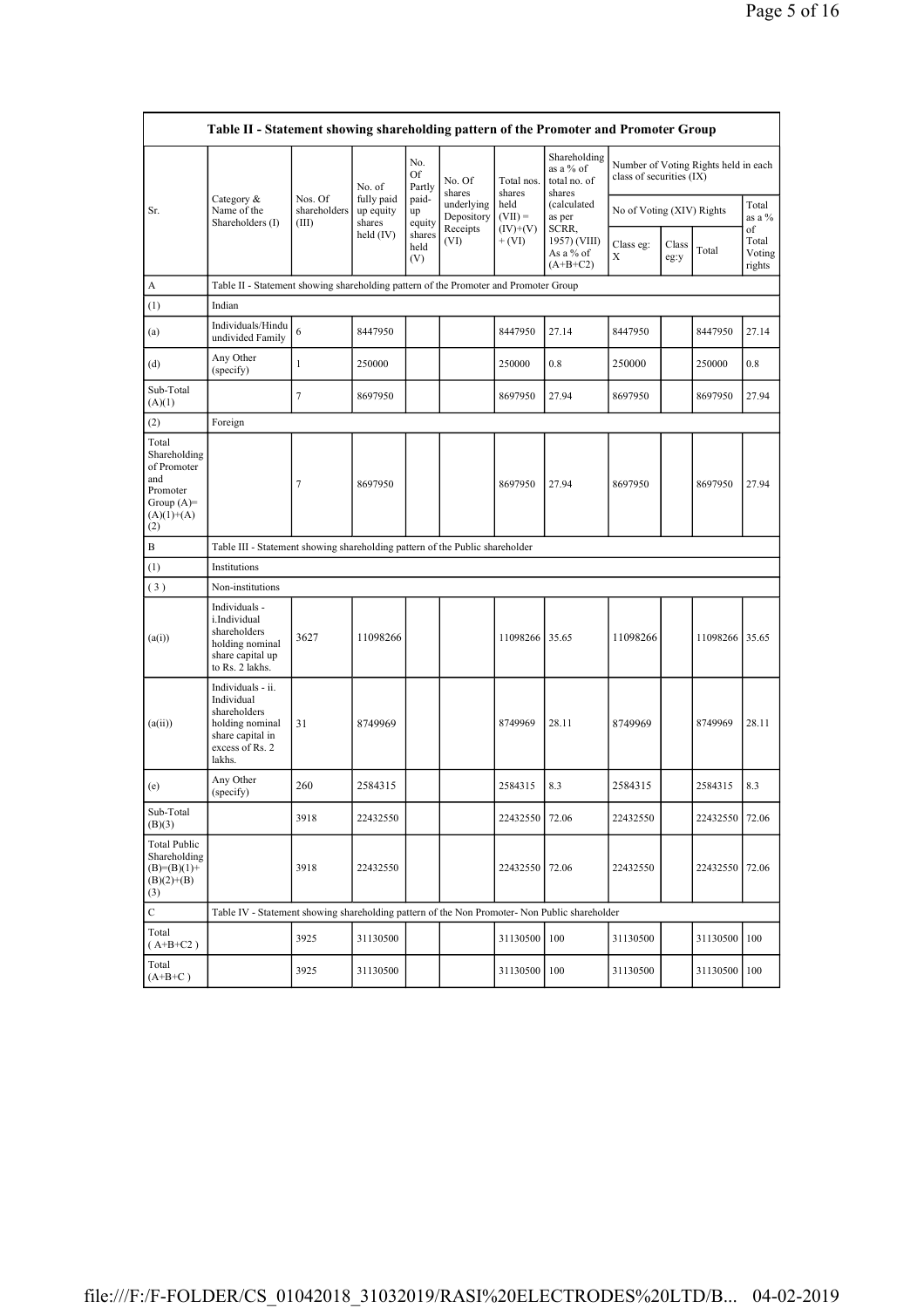| Table II - Statement showing shareholding pattern of the Promoter and Promoter Group | | | | | | | | | | | | |
|---|---|---|---|---|---|---|---|---|---|---|---|---|
| Sr. | Category & Name of the Shareholders (I) | Nos. Of shareholders (III) | No. of fully paid up equity shares held (IV) | No. Of Partly paid-up equity shares held (V) | No. Of shares underlying Depository Receipts (VI) | Total nos. shares held (VII) = (IV)+(V)+ (VI) | Shareholding as a % of total no. of shares (calculated as per SCRR, 1957) (VIII) As a % of (A+B+C2) | Number of Voting Rights held in each class of securities (IX) | | | |
| | | | | | | | | No of Voting (XIV) Rights | | | Total as a % of Total Voting rights |
| | | | | | | | | Class eg: X | Class eg:y | Total | |
| A | Table II - Statement showing shareholding pattern of the Promoter and Promoter Group | | | | | | | | | | |
| (1) | Indian | | | | | | | | | | |
| (a) | Individuals/Hindu undivided Family | 6 | 8447950 | | | 8447950 | 27.14 | 8447950 | | 8447950 | 27.14 |
| (d) | Any Other (specify) | 1 | 250000 | | | 250000 | 0.8 | 250000 | | 250000 | 0.8 |
| Sub-Total (A)(1) | | 7 | 8697950 | | | 8697950 | 27.94 | 8697950 | | 8697950 | 27.94 |
| (2) | Foreign | | | | | | | | | | |
| Total Shareholding of Promoter and Promoter Group (A)=(A)(1)+(A)(2) | | 7 | 8697950 | | | 8697950 | 27.94 | 8697950 | | 8697950 | 27.94 |
| B | Table III - Statement showing shareholding pattern of the Public shareholder | | | | | | | | | | |
| (1) | Institutions | | | | | | | | | | |
| (3) | Non-institutions | | | | | | | | | | |
| (a(i)) | Individuals - i.Individual shareholders holding nominal share capital up to Rs. 2 lakhs. | 3627 | 11098266 | | | 11098266 | 35.65 | 11098266 | | 11098266 | 35.65 |
| (a(ii)) | Individuals - ii. Individual shareholders holding nominal share capital in excess of Rs. 2 lakhs. | 31 | 8749969 | | | 8749969 | 28.11 | 8749969 | | 8749969 | 28.11 |
| (e) | Any Other (specify) | 260 | 2584315 | | | 2584315 | 8.3 | 2584315 | | 2584315 | 8.3 |
| Sub-Total (B)(3) | | 3918 | 22432550 | | | 22432550 | 72.06 | 22432550 | | 22432550 | 72.06 |
| Total Public Shareholding (B)=(B)(1)+(B)(2)+(B)(3) | | 3918 | 22432550 | | | 22432550 | 72.06 | 22432550 | | 22432550 | 72.06 |
| C | Table IV - Statement showing shareholding pattern of the Non Promoter- Non Public shareholder | | | | | | | | | | |
| Total (A+B+C2) | | 3925 | 31130500 | | | 31130500 | 100 | 31130500 | | 31130500 | 100 |
| Total (A+B+C) | | 3925 | 31130500 | | | 31130500 | 100 | 31130500 | | 31130500 | 100 |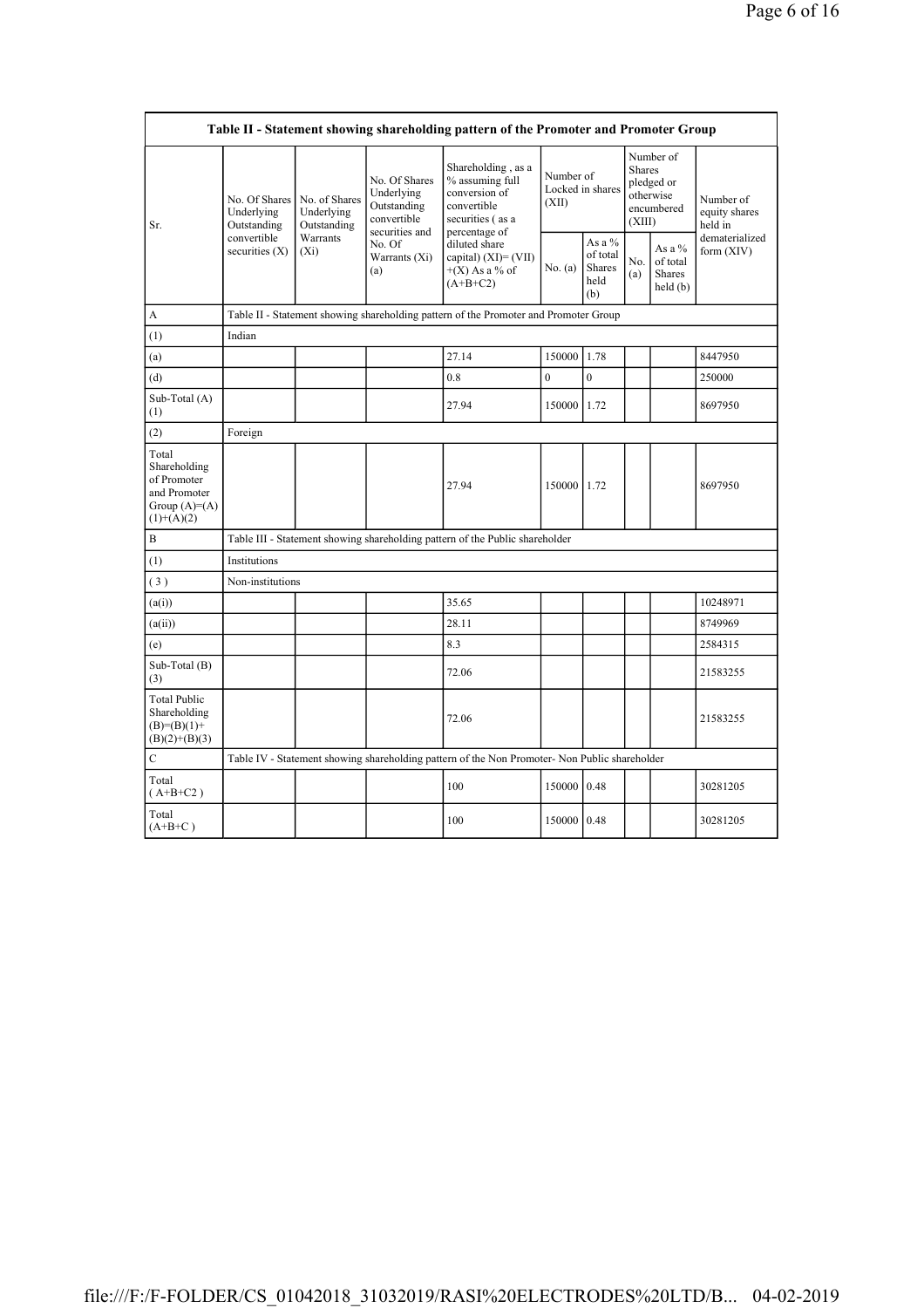| Table II - Statement showing shareholding pattern of the Promoter and Promoter Group | | | | | | | | | |
|---|---|---|---|---|---|---|---|---|---|
| Sr. | No. Of Shares Underlying Outstanding convertible securities (X) | No. of Shares Underlying Outstanding Warrants (Xi) | No. Of Shares Underlying Outstanding convertible securities and No. Of Warrants (Xi) (a) | Shareholding , as a % assuming full conversion of convertible securities ( as a percentage of diluted share capital) (XI)= (VII)+(X) As a % of (A+B+C2) | Number of Locked in shares (XII) | | Number of Shares pledged or otherwise encumbered (XIII) | | Number of equity shares held in dematerialized form (XIV) |
| | | | | | No. (a) | As a % of total Shares held (b) | No. (a) | As a % of total Shares held (b) | |
| A | Table II - Statement showing shareholding pattern of the Promoter and Promoter Group | | | | | | | | |
| (1) | Indian | | | | | | | | |
| (a) | | | | 27.14 | 150000 | 1.78 | | | 8447950 |
| (d) | | | | 0.8 | 0 | 0 | | | 250000 |
| Sub-Total (A) (1) | | | | 27.94 | 150000 | 1.72 | | | 8697950 |
| (2) | Foreign | | | | | | | | |
| Total Shareholding of Promoter and Promoter Group (A)=(A)(1)+(A)(2) | | | | 27.94 | 150000 | 1.72 | | | 8697950 |
| B | Table III - Statement showing shareholding pattern of the Public shareholder | | | | | | | | |
| (1) | Institutions | | | | | | | | |
| (3) | Non-institutions | | | | | | | | |
| (a(i)) | | | | 35.65 | | | | | 10248971 |
| (a(ii)) | | | | 28.11 | | | | | 8749969 |
| (e) | | | | 8.3 | | | | | 2584315 |
| Sub-Total (B) (3) | | | | 72.06 | | | | | 21583255 |
| Total Public Shareholding (B)=(B)(1)+(B)(2)+(B)(3) | | | | 72.06 | | | | | 21583255 |
| C | Table IV - Statement showing shareholding pattern of the Non Promoter- Non Public shareholder | | | | | | | | |
| Total ( A+B+C2 ) | | | | 100 | 150000 | 0.48 | | | 30281205 |
| Total (A+B+C ) | | | | 100 | 150000 | 0.48 | | | 30281205 |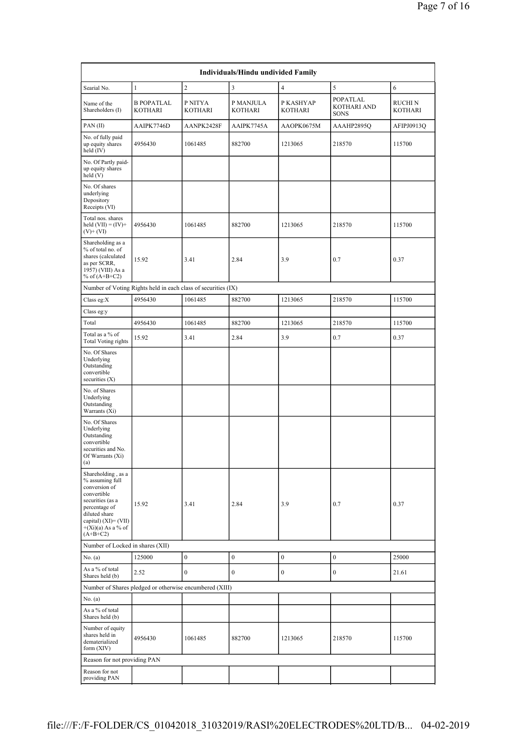| Individuals/Hindu undivided Family | | | | | | |
|---|---|---|---|---|---|---|
| Searial No. | 1 | 2 | 3 | 4 | 5 | 6 |
| Name of the Shareholders (I) | B POPATLAL KOTHARI | P NITYA KOTHARI | P MANJULA KOTHARI | P KASHYAP KOTHARI | POPATLAL KOTHARI AND SONS | RUCHI N KOTHARI |
| PAN (II) | AAIPK7746D | AANPK2428F | AAIPK7745A | AAOPK0675M | AAAHP2895Q | AFIPJ0913Q |
| No. of fully paid up equity shares held (IV) | 4956430 | 1061485 | 882700 | 1213065 | 218570 | 115700 |
| No. Of Partly paid-up equity shares held (V) | | | | | | |
| No. Of shares underlying Depository Receipts (VI) | | | | | | |
| Total nos. shares held (VII) = (IV)+ (V)+ (VI) | 4956430 | 1061485 | 882700 | 1213065 | 218570 | 115700 |
| Shareholding as a % of total no. of shares (calculated as per SCRR, 1957) (VIII) As a % of (A+B+C2) | 15.92 | 3.41 | 2.84 | 3.9 | 0.7 | 0.37 |
| Number of Voting Rights held in each class of securities (IX) | | | | | | |
| Class eg:X | 4956430 | 1061485 | 882700 | 1213065 | 218570 | 115700 |
| Class eg:y | | | | | | |
| Total | 4956430 | 1061485 | 882700 | 1213065 | 218570 | 115700 |
| Total as a % of Total Voting rights | 15.92 | 3.41 | 2.84 | 3.9 | 0.7 | 0.37 |
| No. Of Shares Underlying Outstanding convertible securities (X) | | | | | | |
| No. of Shares Underlying Outstanding Warrants (Xi) | | | | | | |
| No. Of Shares Underlying Outstanding convertible securities and No. Of Warrants (Xi) (a) | | | | | | |
| Shareholding , as a % assuming full conversion of convertible securities (as a percentage of diluted share capital) (XI)= (VII) +(Xi)(a) As a % of (A+B+C2) | 15.92 | 3.41 | 2.84 | 3.9 | 0.7 | 0.37 |
| Number of Locked in shares (XII) | | | | | | |
| No. (a) | 125000 | 0 | 0 | 0 | 0 | 25000 |
| As a % of total Shares held (b) | 2.52 | 0 | 0 | 0 | 0 | 21.61 |
| Number of Shares pledged or otherwise encumbered (XIII) | | | | | | |
| No. (a) | | | | | | |
| As a % of total Shares held (b) | | | | | | |
| Number of equity shares held in dematerialized form (XIV) | 4956430 | 1061485 | 882700 | 1213065 | 218570 | 115700 |
| Reason for not providing PAN | | | | | | |
| Reason for not providing PAN | | | | | | |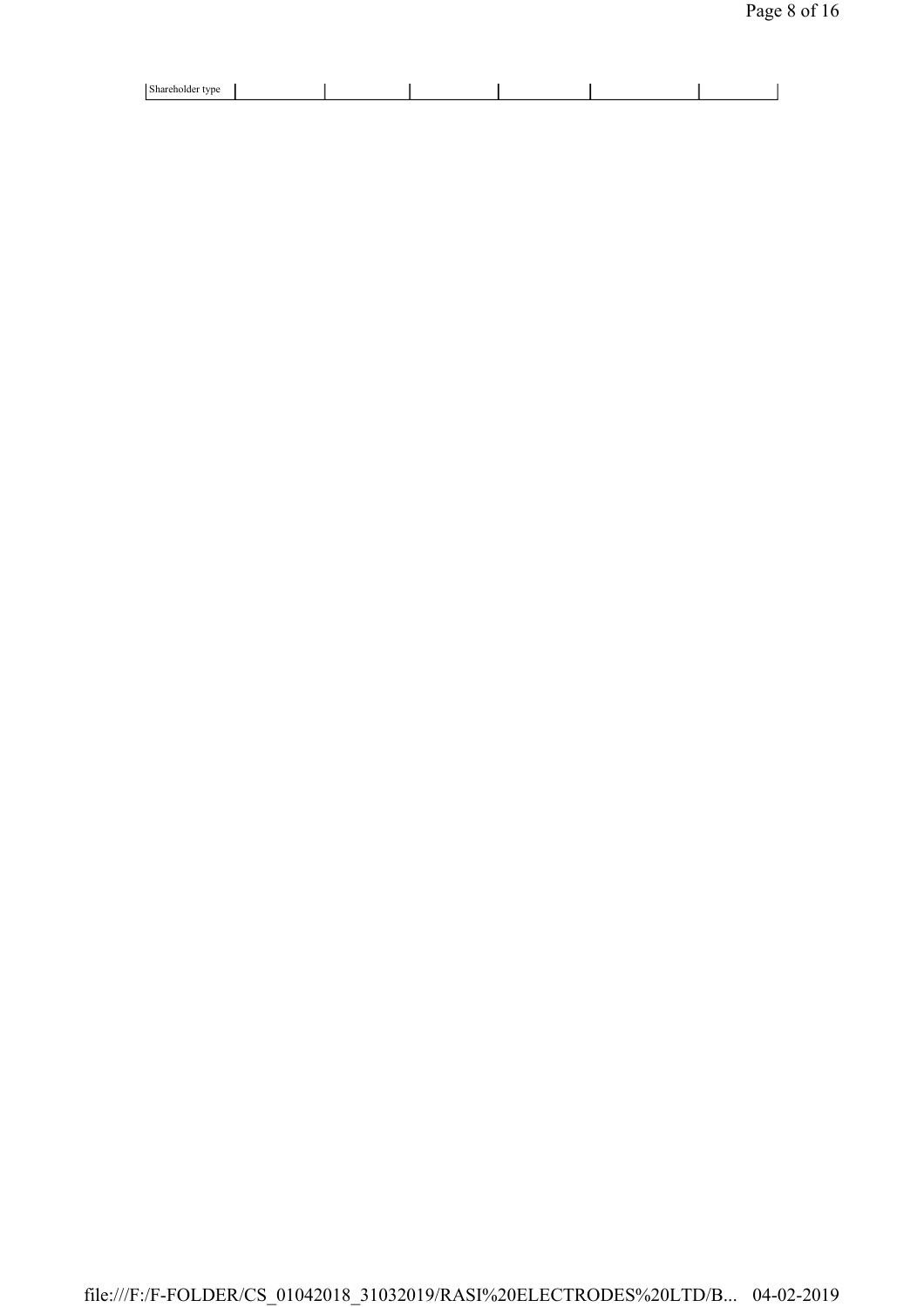| Shareholder type | | | | | | |
|---|---|---|---|---|---|---|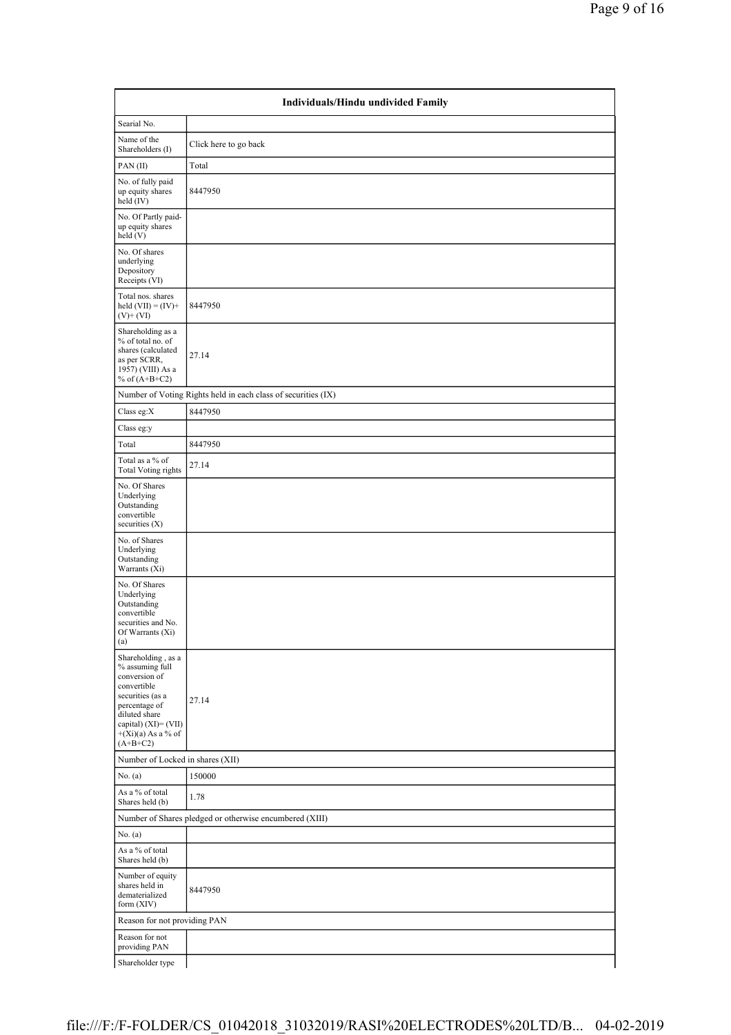| Individuals/Hindu undivided Family | |
|---|---|
| Searial No. | |
| Name of the Shareholders (I) | Click here to go back |
| PAN (II) | Total |
| No. of fully paid up equity shares held (IV) | 8447950 |
| No. Of Partly paid-up equity shares held (V) | |
| No. Of shares underlying Depository Receipts (VI) | |
| Total nos. shares held (VII) = (IV)+(V)+ (VI) | 8447950 |
| Shareholding as a % of total no. of shares (calculated as per SCRR, 1957) (VIII) As a % of (A+B+C2) | 27.14 |
| Number of Voting Rights held in each class of securities (IX) | |
| Class eg:X | 8447950 |
| Class eg:y | |
| Total | 8447950 |
| Total as a % of Total Voting rights | 27.14 |
| No. Of Shares Underlying Outstanding convertible securities (X) | |
| No. of Shares Underlying Outstanding Warrants (Xi) | |
| No. Of Shares Underlying Outstanding convertible securities and No. Of Warrants (Xi) (a) | |
| Shareholding , as a % assuming full conversion of convertible securities (as a percentage of diluted share capital) (XI)= (VII)+(Xi)(a) As a % of (A+B+C2) | 27.14 |
| Number of Locked in shares (XII) | |
| No. (a) | 150000 |
| As a % of total Shares held (b) | 1.78 |
| Number of Shares pledged or otherwise encumbered (XIII) | |
| No. (a) | |
| As a % of total Shares held (b) | |
| Number of equity shares held in dematerialized form (XIV) | 8447950 |
| Reason for not providing PAN | |
| Reason for not providing PAN | |
| Shareholder type | |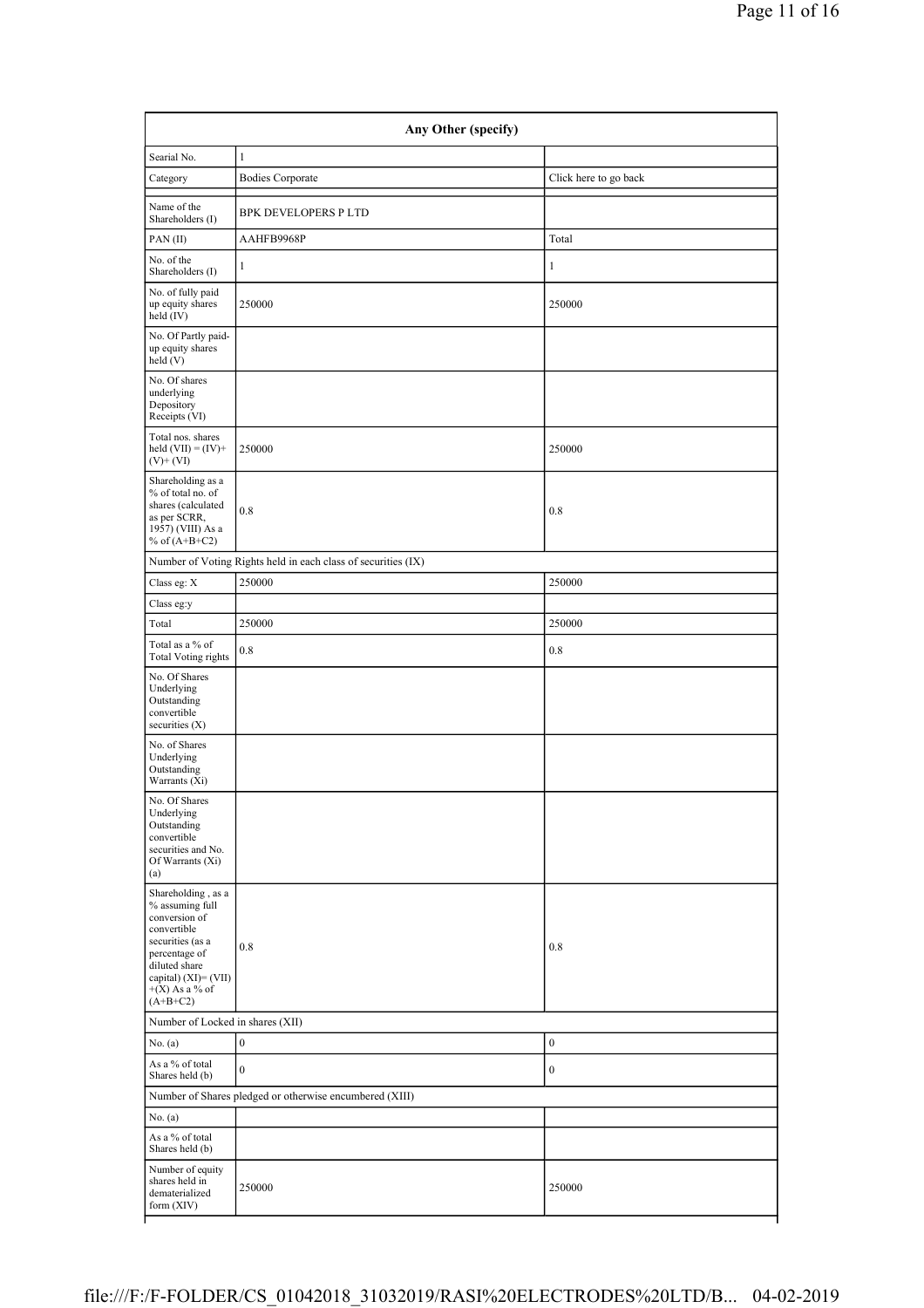| Any Other (specify) | | |
|---|---|---|
| Searial No. | 1 | |
| Category | Bodies Corporate | Click here to go back |
| Name of the Shareholders (I) | BPK DEVELOPERS P LTD | |
| PAN (II) | AAHFB9968P | Total |
| No. of the Shareholders (I) | 1 | 1 |
| No. of fully paid up equity shares held (IV) | 250000 | 250000 |
| No. Of Partly paid-up equity shares held (V) | | |
| No. Of shares underlying Depository Receipts (VI) | | |
| Total nos. shares held (VII) = (IV)+(V)+ (VI) | 250000 | 250000 |
| Shareholding as a % of total no. of shares (calculated as per SCRR, 1957) (VIII) As a % of (A+B+C2) | 0.8 | 0.8 |
| Number of Voting Rights held in each class of securities (IX) | | |
| Class eg: X | 250000 | 250000 |
| Class eg:y | | |
| Total | 250000 | 250000 |
| Total as a % of Total Voting rights | 0.8 | 0.8 |
| No. Of Shares Underlying Outstanding convertible securities (X) | | |
| No. of Shares Underlying Outstanding Warrants (Xi) | | |
| No. Of Shares Underlying Outstanding convertible securities and No. Of Warrants (Xi) (a) | | |
| Shareholding , as a % assuming full conversion of convertible securities (as a percentage of diluted share capital) (XI)= (VII) +(X) As a % of (A+B+C2) | 0.8 | 0.8 |
| Number of Locked in shares (XII) | | |
| No. (a) | 0 | 0 |
| As a % of total Shares held (b) | 0 | 0 |
| Number of Shares pledged or otherwise encumbered (XIII) | | |
| No. (a) | | |
| As a % of total Shares held (b) | | |
| Number of equity shares held in dematerialized form (XIV) | 250000 | 250000 |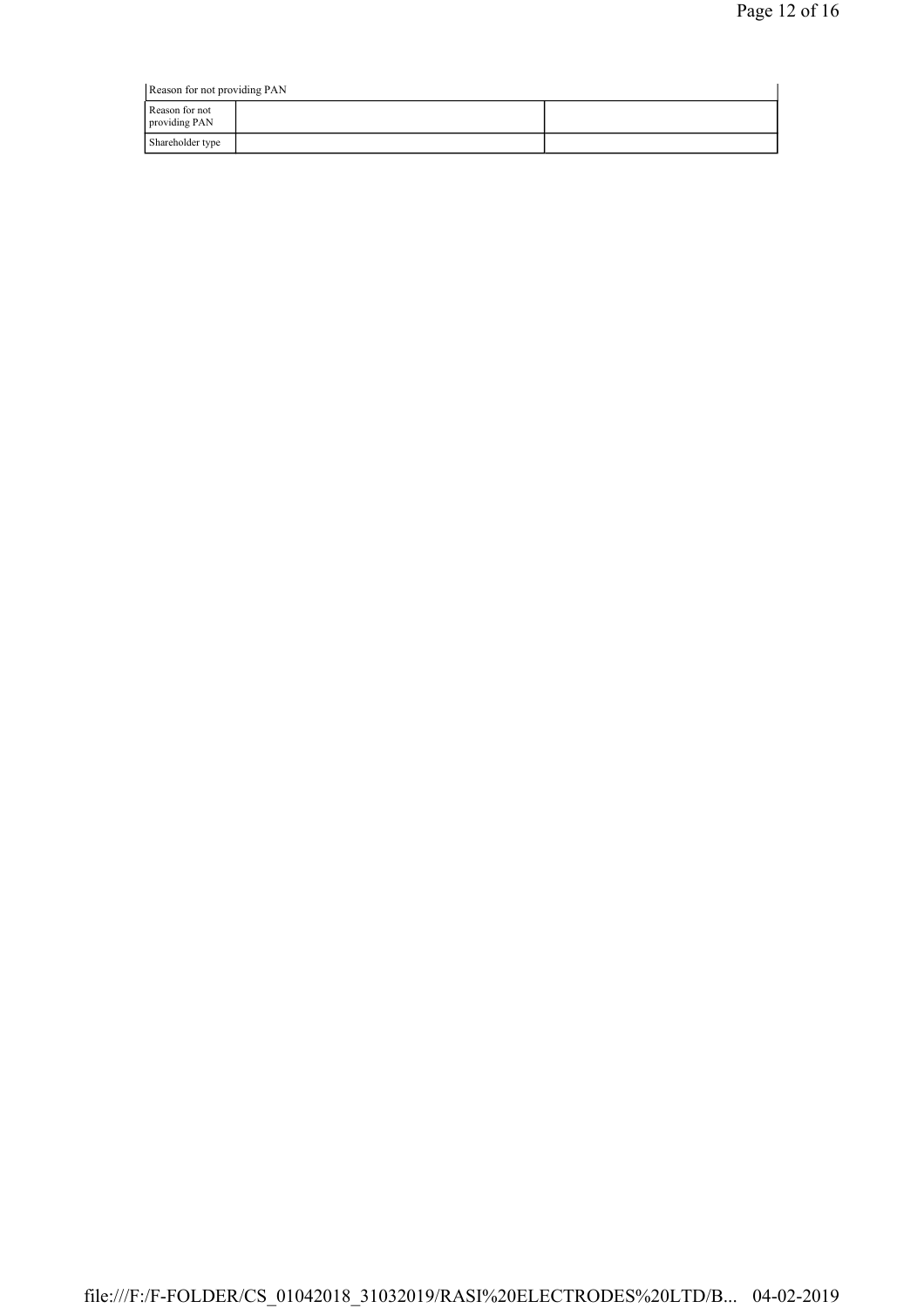| Reason for not providing PAN | | |
|---|---|---|
| Reason for not providing PAN | | |
| Shareholder type | | |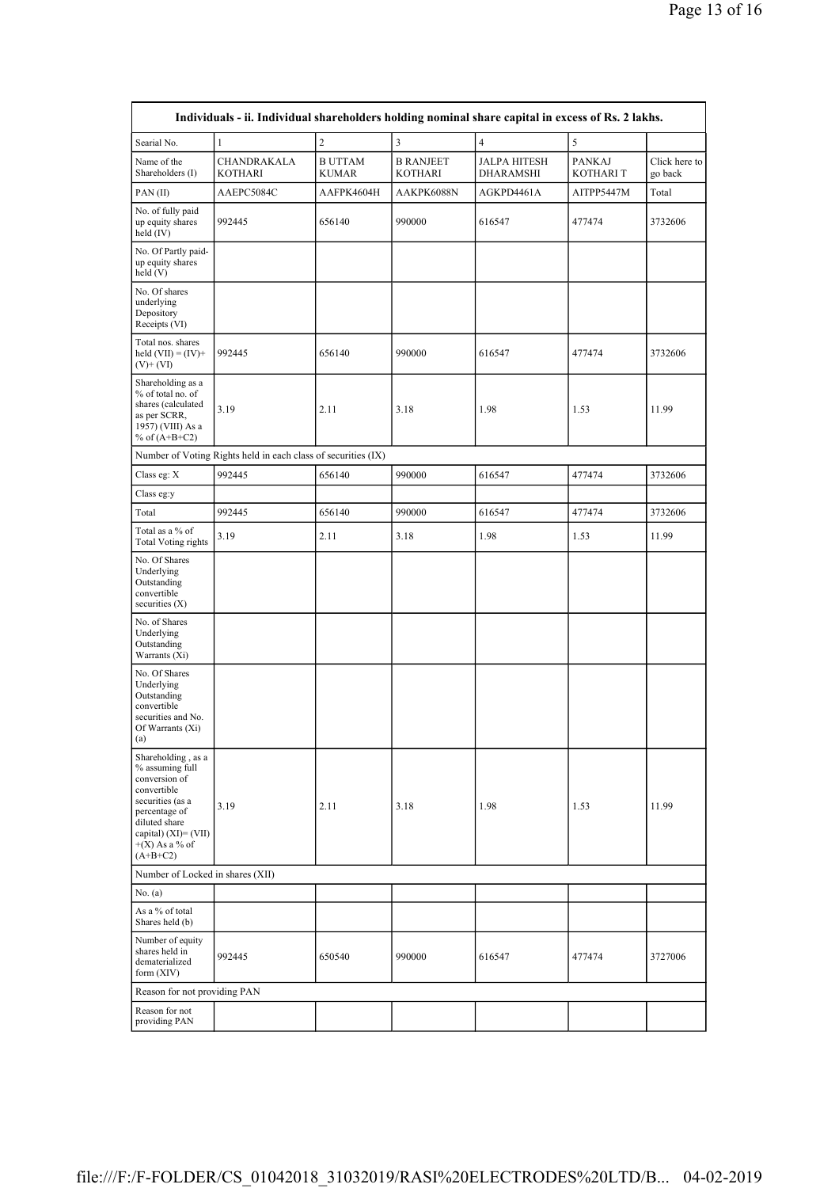| Individuals - ii. Individual shareholders holding nominal share capital in excess of Rs. 2 lakhs. | | | | | | |
|---|---|---|---|---|---|---|
| Searial No. | 1 | 2 | 3 | 4 | 5 | |
| Name of the Shareholders (I) | CHANDRAKALA KOTHARI | B UTTAM KUMAR | B RANJEET KOTHARI | JALPA HITESH DHARAMSHI | PANKAJ KOTHARI T | Click here to go back |
| PAN (II) | AAEPC5084C | AAFPK4604H | AAKPK6088N | AGKPD4461A | AITPP5447M | Total |
| No. of fully paid up equity shares held (IV) | 992445 | 656140 | 990000 | 616547 | 477474 | 3732606 |
| No. Of Partly paid-up equity shares held (V) | | | | | | |
| No. Of shares underlying Depository Receipts (VI) | | | | | | |
| Total nos. shares held (VII) = (IV)+ (V)+ (VI) | 992445 | 656140 | 990000 | 616547 | 477474 | 3732606 |
| Shareholding as a % of total no. of shares (calculated as per SCRR, 1957) (VIII) As a % of (A+B+C2) | 3.19 | 2.11 | 3.18 | 1.98 | 1.53 | 11.99 |
| Number of Voting Rights held in each class of securities (IX) | | | | | | |
| Class eg: X | 992445 | 656140 | 990000 | 616547 | 477474 | 3732606 |
| Class eg:y | | | | | | |
| Total | 992445 | 656140 | 990000 | 616547 | 477474 | 3732606 |
| Total as a % of Total Voting rights | 3.19 | 2.11 | 3.18 | 1.98 | 1.53 | 11.99 |
| No. Of Shares Underlying Outstanding convertible securities (X) | | | | | | |
| No. of Shares Underlying Outstanding Warrants (Xi) | | | | | | |
| No. Of Shares Underlying Outstanding convertible securities and No. Of Warrants (Xi) (a) | | | | | | |
| Shareholding , as a % assuming full conversion of convertible securities (as a percentage of diluted share capital) (XI)= (VII)+(X) As a % of (A+B+C2) | 3.19 | 2.11 | 3.18 | 1.98 | 1.53 | 11.99 |
| Number of Locked in shares (XII) | | | | | | |
| No. (a) | | | | | | |
| As a % of total Shares held (b) | | | | | | |
| Number of equity shares held in dematerialized form (XIV) | 992445 | 650540 | 990000 | 616547 | 477474 | 3727006 |
| Reason for not providing PAN | | | | | | |
| Reason for not providing PAN | | | | | | |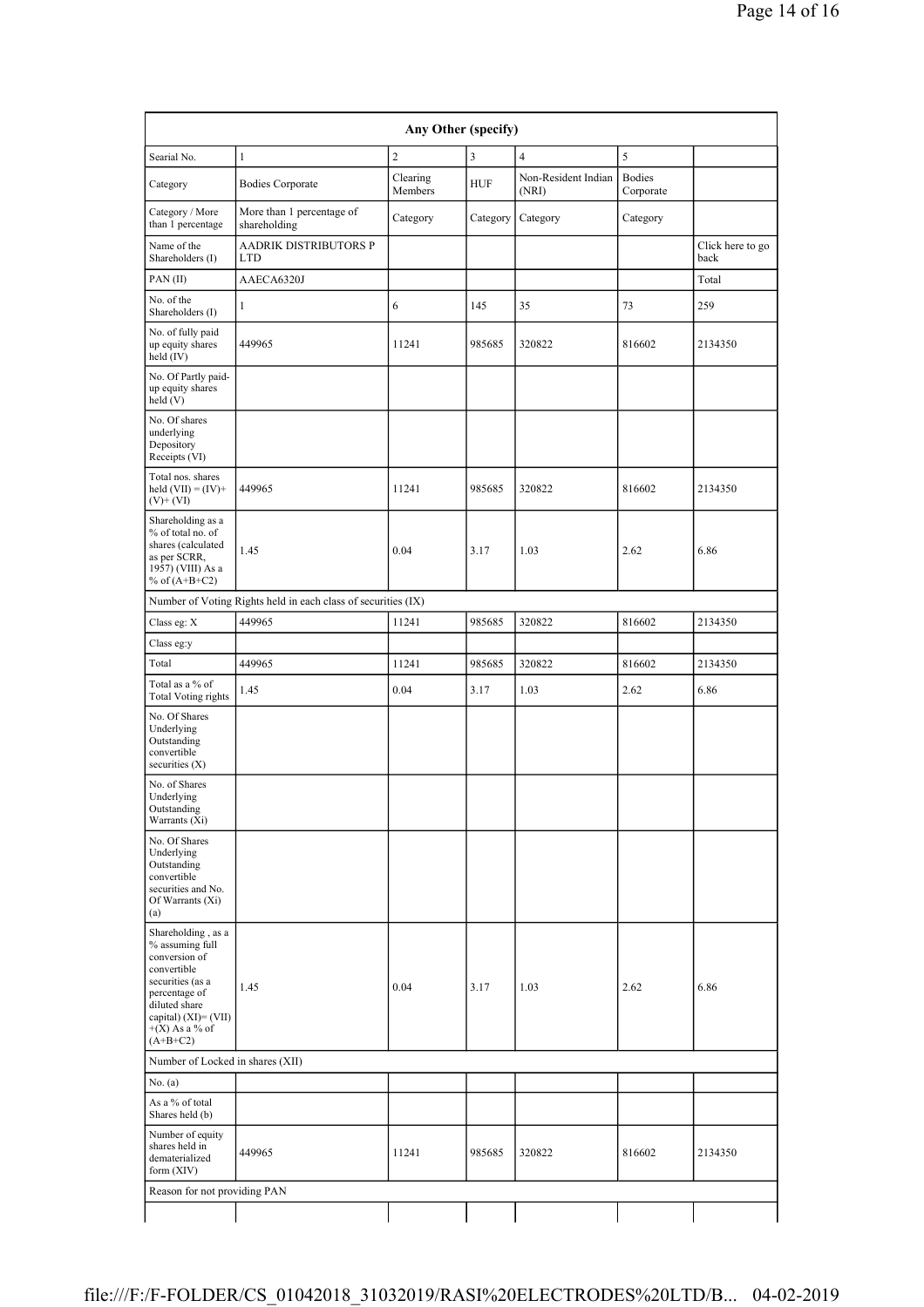| Any Other (specify) | | | | | | |
|---|---|---|---|---|---|---|
| Searial No. | 1 | 2 | 3 | 4 | 5 | |
| Category | Bodies Corporate | Clearing Members | HUF | Non-Resident Indian (NRI) | Bodies Corporate | |
| Category / More than 1 percentage | More than 1 percentage of shareholding | Category | Category | Category | Category | |
| Name of the Shareholders (I) | AADRIK DISTRIBUTORS P LTD | | | | | Click here to go back |
| PAN (II) | AAECA6320J | | | | | Total |
| No. of the Shareholders (I) | 1 | 6 | 145 | 35 | 73 | 259 |
| No. of fully paid up equity shares held (IV) | 449965 | 11241 | 985685 | 320822 | 816602 | 2134350 |
| No. Of Partly paid-up equity shares held (V) | | | | | | |
| No. Of shares underlying Depository Receipts (VI) | | | | | | |
| Total nos. shares held (VII) = (IV)+(V)+ (VI) | 449965 | 11241 | 985685 | 320822 | 816602 | 2134350 |
| Shareholding as a % of total no. of shares (calculated as per SCRR, 1957) (VIII) As a % of (A+B+C2) | 1.45 | 0.04 | 3.17 | 1.03 | 2.62 | 6.86 |
| Number of Voting Rights held in each class of securities (IX) | | | | | | |
| Class eg: X | 449965 | 11241 | 985685 | 320822 | 816602 | 2134350 |
| Class eg:y | | | | | | |
| Total | 449965 | 11241 | 985685 | 320822 | 816602 | 2134350 |
| Total as a % of Total Voting rights | 1.45 | 0.04 | 3.17 | 1.03 | 2.62 | 6.86 |
| No. Of Shares Underlying Outstanding convertible securities (X) | | | | | | |
| No. of Shares Underlying Outstanding Warrants (Xi) | | | | | | |
| No. Of Shares Underlying Outstanding convertible securities and No. Of Warrants (Xi) (a) | | | | | | |
| Shareholding , as a % assuming full conversion of convertible securities (as a percentage of diluted share capital) (XI)= (VII)+(X) As a % of (A+B+C2) | 1.45 | 0.04 | 3.17 | 1.03 | 2.62 | 6.86 |
| Number of Locked in shares (XII) | | | | | | |
| No. (a) | | | | | | |
| As a % of total Shares held (b) | | | | | | |
| Number of equity shares held in dematerialized form (XIV) | 449965 | 11241 | 985685 | 320822 | 816602 | 2134350 |
| Reason for not providing PAN | | | | | | |
| | | | | | | |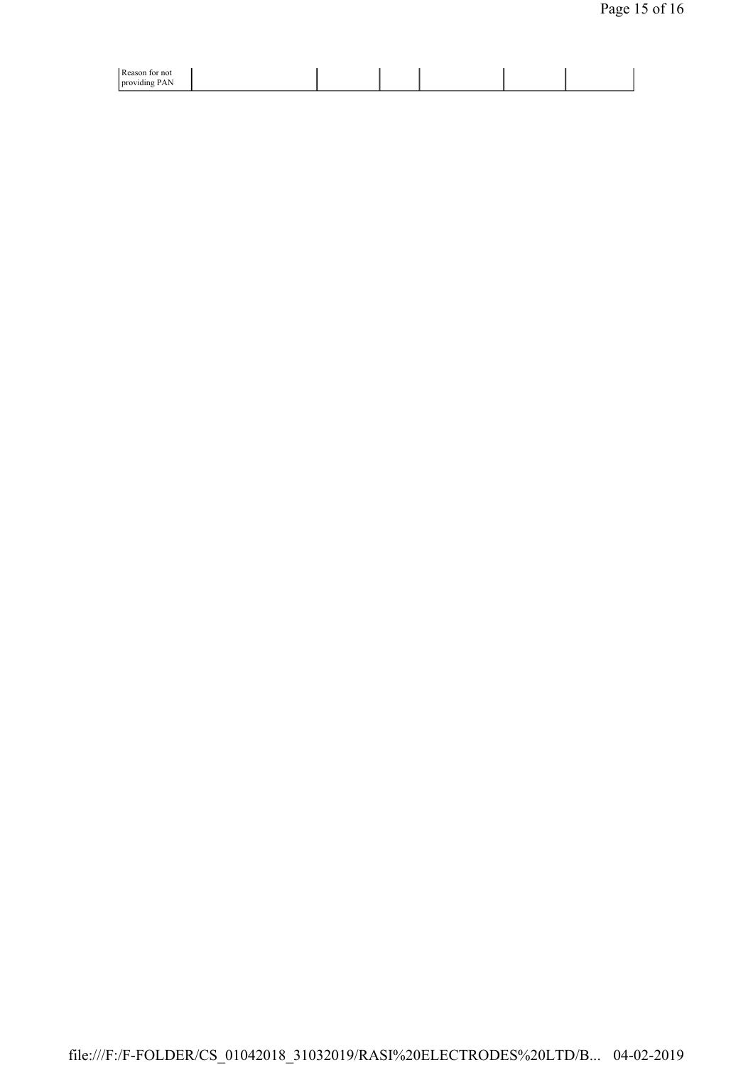| Reason for not providing PAN | | | | | | |
|---|---|---|---|---|---|---|